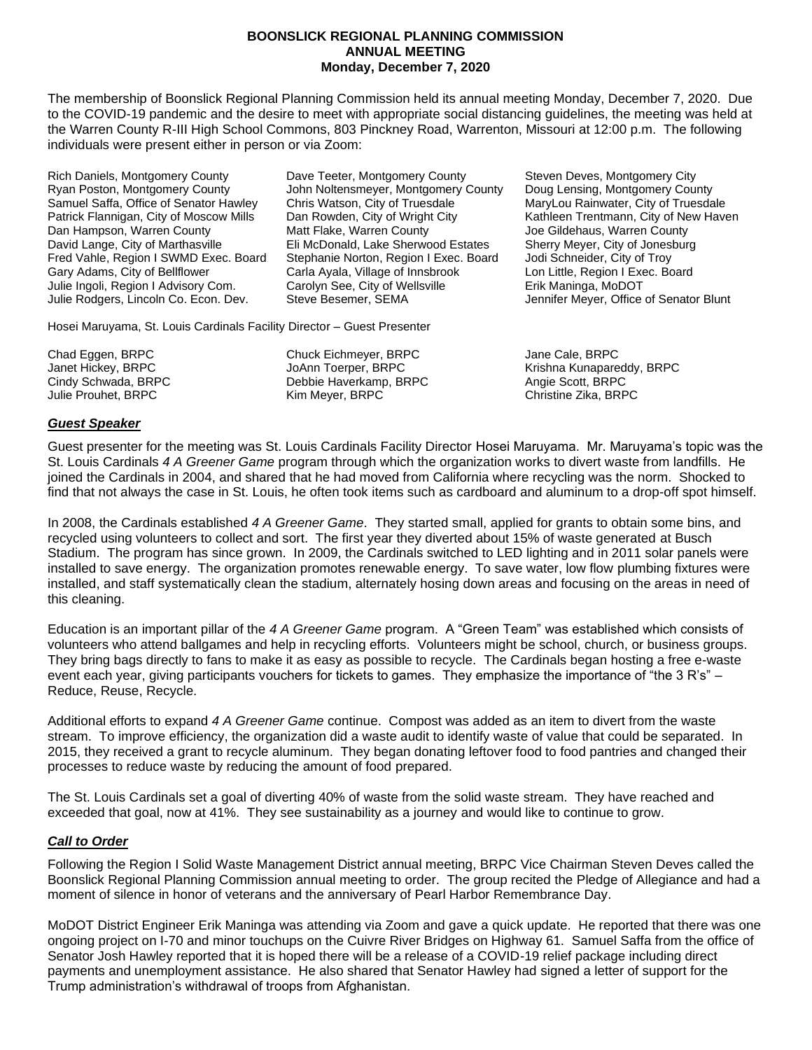**BOONSLICK REGIONAL PLANNING COMMISSION**
**ANNUAL MEETING**
**Monday, December 7, 2020**

The membership of Boonslick Regional Planning Commission held its annual meeting Monday, December 7, 2020. Due to the COVID-19 pandemic and the desire to meet with appropriate social distancing guidelines, the meeting was held at the Warren County R-III High School Commons, 803 Pinckney Road, Warrenton, Missouri at 12:00 p.m. The following individuals were present either in person or via Zoom:

Rich Daniels, Montgomery County
Ryan Poston, Montgomery County
Samuel Saffa, Office of Senator Hawley
Patrick Flannigan, City of Moscow Mills
Dan Hampson, Warren County
David Lange, City of Marthasville
Fred Vahle, Region I SWMD Exec. Board
Gary Adams, City of Bellflower
Julie Ingoli, Region I Advisory Com.
Julie Rodgers, Lincoln Co. Econ. Dev.
Dave Teeter, Montgomery County
John Noltensmeyer, Montgomery County
Chris Watson, City of Truesdale
Dan Rowden, City of Wright City
Matt Flake, Warren County
Eli McDonald, Lake Sherwood Estates
Stephanie Norton, Region I Exec. Board
Carla Ayala, Village of Innsbrook
Carolyn See, City of Wellsville
Steve Besemer, SEMA
Steven Deves, Montgomery City
Doug Lensing, Montgomery County
MaryLou Rainwater, City of Truesdale
Kathleen Trentmann, City of New Haven
Joe Gildehaus, Warren County
Sherry Meyer, City of Jonesburg
Jodi Schneider, City of Troy
Lon Little, Region I Exec. Board
Erik Maninga, MoDOT
Jennifer Meyer, Office of Senator Blunt

Hosei Maruyama, St. Louis Cardinals Facility Director – Guest Presenter

Chad Eggen, BRPC
Janet Hickey, BRPC
Cindy Schwada, BRPC
Julie Prouhet, BRPC
Chuck Eichmeyer, BRPC
JoAnn Toerper, BRPC
Debbie Haverkamp, BRPC
Kim Meyer, BRPC
Jane Cale, BRPC
Krishna Kunapareddy, BRPC
Angie Scott, BRPC
Christine Zika, BRPC

## ***Guest Speaker***

Guest presenter for the meeting was St. Louis Cardinals Facility Director Hosei Maruyama. Mr. Maruyama's topic was the St. Louis Cardinals *4 A Greener Game* program through which the organization works to divert waste from landfills. He joined the Cardinals in 2004, and shared that he had moved from California where recycling was the norm. Shocked to find that not always the case in St. Louis, he often took items such as cardboard and aluminum to a drop-off spot himself.

In 2008, the Cardinals established *4 A Greener Game*. They started small, applied for grants to obtain some bins, and recycled using volunteers to collect and sort. The first year they diverted about 15% of waste generated at Busch Stadium. The program has since grown. In 2009, the Cardinals switched to LED lighting and in 2011 solar panels were installed to save energy. The organization promotes renewable energy. To save water, low flow plumbing fixtures were installed, and staff systematically clean the stadium, alternately hosing down areas and focusing on the areas in need of this cleaning.

Education is an important pillar of the *4 A Greener Game* program. A "Green Team" was established which consists of volunteers who attend ballgames and help in recycling efforts. Volunteers might be school, church, or business groups. They bring bags directly to fans to make it as easy as possible to recycle. The Cardinals began hosting a free e-waste event each year, giving participants vouchers for tickets to games. They emphasize the importance of "the 3 R's" – Reduce, Reuse, Recycle.

Additional efforts to expand *4 A Greener Game* continue. Compost was added as an item to divert from the waste stream. To improve efficiency, the organization did a waste audit to identify waste of value that could be separated. In 2015, they received a grant to recycle aluminum. They began donating leftover food to food pantries and changed their processes to reduce waste by reducing the amount of food prepared.

The St. Louis Cardinals set a goal of diverting 40% of waste from the solid waste stream. They have reached and exceeded that goal, now at 41%. They see sustainability as a journey and would like to continue to grow.

## ***Call to Order***

Following the Region I Solid Waste Management District annual meeting, BRPC Vice Chairman Steven Deves called the Boonslick Regional Planning Commission annual meeting to order. The group recited the Pledge of Allegiance and had a moment of silence in honor of veterans and the anniversary of Pearl Harbor Remembrance Day.

MoDOT District Engineer Erik Maninga was attending via Zoom and gave a quick update. He reported that there was one ongoing project on I-70 and minor touchups on the Cuivre River Bridges on Highway 61. Samuel Saffa from the office of Senator Josh Hawley reported that it is hoped there will be a release of a COVID-19 relief package including direct payments and unemployment assistance. He also shared that Senator Hawley had signed a letter of support for the Trump administration's withdrawal of troops from Afghanistan.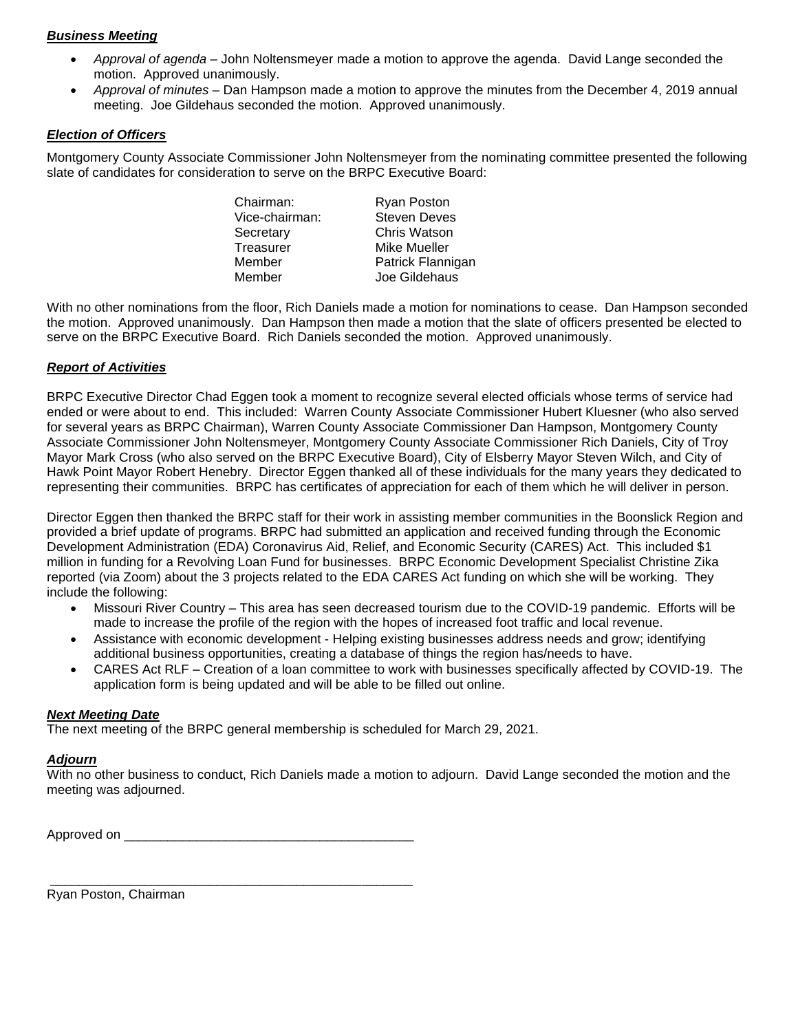***Business Meeting***

- *Approval of agenda* – John Noltensmeyer made a motion to approve the agenda. David Lange seconded the motion. Approved unanimously.
- *Approval of minutes* – Dan Hampson made a motion to approve the minutes from the December 4, 2019 annual meeting. Joe Gildehaus seconded the motion. Approved unanimously.

***Election of Officers***

Montgomery County Associate Commissioner John Noltensmeyer from the nominating committee presented the following slate of candidates for consideration to serve on the BRPC Executive Board:

| | |
|---|---|
| Chairman: | Ryan Poston |
| Vice-chairman: | Steven Deves |
| Secretary | Chris Watson |
| Treasurer | Mike Mueller |
| Member | Patrick Flannigan |
| Member | Joe Gildehaus |

With no other nominations from the floor, Rich Daniels made a motion for nominations to cease. Dan Hampson seconded the motion. Approved unanimously. Dan Hampson then made a motion that the slate of officers presented be elected to serve on the BRPC Executive Board. Rich Daniels seconded the motion. Approved unanimously.

***Report of Activities***

BRPC Executive Director Chad Eggen took a moment to recognize several elected officials whose terms of service had ended or were about to end. This included: Warren County Associate Commissioner Hubert Kluesner (who also served for several years as BRPC Chairman), Warren County Associate Commissioner Dan Hampson, Montgomery County Associate Commissioner John Noltensmeyer, Montgomery County Associate Commissioner Rich Daniels, City of Troy Mayor Mark Cross (who also served on the BRPC Executive Board), City of Elsberry Mayor Steven Wilch, and City of Hawk Point Mayor Robert Henebry. Director Eggen thanked all of these individuals for the many years they dedicated to representing their communities. BRPC has certificates of appreciation for each of them which he will deliver in person.

Director Eggen then thanked the BRPC staff for their work in assisting member communities in the Boonslick Region and provided a brief update of programs. BRPC had submitted an application and received funding through the Economic Development Administration (EDA) Coronavirus Aid, Relief, and Economic Security (CARES) Act. This included $1 million in funding for a Revolving Loan Fund for businesses. BRPC Economic Development Specialist Christine Zika reported (via Zoom) about the 3 projects related to the EDA CARES Act funding on which she will be working. They include the following:

- Missouri River Country – This area has seen decreased tourism due to the COVID-19 pandemic. Efforts will be made to increase the profile of the region with the hopes of increased foot traffic and local revenue.
- Assistance with economic development - Helping existing businesses address needs and grow; identifying additional business opportunities, creating a database of things the region has/needs to have.
- CARES Act RLF – Creation of a loan committee to work with businesses specifically affected by COVID-19. The application form is being updated and will be able to be filled out online.

***Next Meeting Date***

The next meeting of the BRPC general membership is scheduled for March 29, 2021.

***Adjourn***

With no other business to conduct, Rich Daniels made a motion to adjourn. David Lange seconded the motion and the meeting was adjourned.

Approved on ________________________________________

____________________________________________________
Ryan Poston, Chairman